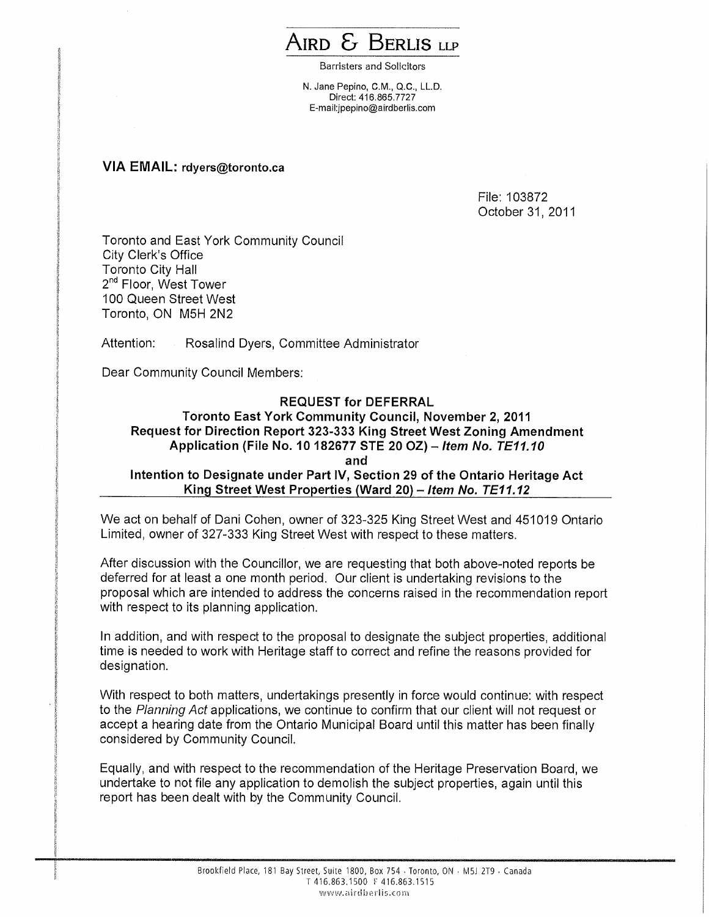# AIRD & BERLIS LLP

Barristers and Solicitors

N. Jane Pepino, C.M., Q.C., LL.D.
Direct: 416.865.7727
E-mail:jpepino@airdberlis.com

**VIA EMAIL: rdyers@toronto.ca**

File: 103872
October 31, 2011

Toronto and East York Community Council
City Clerk's Office
Toronto City Hall
2nd Floor, West Tower
100 Queen Street West
Toronto, ON M5H 2N2

Attention: Rosalind Dyers, Committee Administrator

Dear Community Council Members:

**REQUEST for DEFERRAL**
**Toronto East York Community Council, November 2, 2011**
**Request for Direction Report 323-333 King Street West Zoning Amendment Application (File No. 10 182677 STE 20 OZ) – *Item No. TE11.10***
**and**
**Intention to Designate under Part IV, Section 29 of the Ontario Heritage Act King Street West Properties (Ward 20) – *Item No. TE11.12***

We act on behalf of Dani Cohen, owner of 323-325 King Street West and 451019 Ontario Limited, owner of 327-333 King Street West with respect to these matters.

After discussion with the Councillor, we are requesting that both above-noted reports be deferred for at least a one month period. Our client is undertaking revisions to the proposal which are intended to address the concerns raised in the recommendation report with respect to its planning application.

In addition, and with respect to the proposal to designate the subject properties, additional time is needed to work with Heritage staff to correct and refine the reasons provided for designation.

With respect to both matters, undertakings presently in force would continue: with respect to the *Planning Act* applications, we continue to confirm that our client will not request or accept a hearing date from the Ontario Municipal Board until this matter has been finally considered by Community Council.

Equally, and with respect to the recommendation of the Heritage Preservation Board, we undertake to not file any application to demolish the subject properties, again until this report has been dealt with by the Community Council.

Brookfield Place, 181 Bay Street, Suite 1800, Box 754 · Toronto, ON · M5J 2T9 · Canada
T 416.863.1500 F 416.863.1515
www.airdberlis.com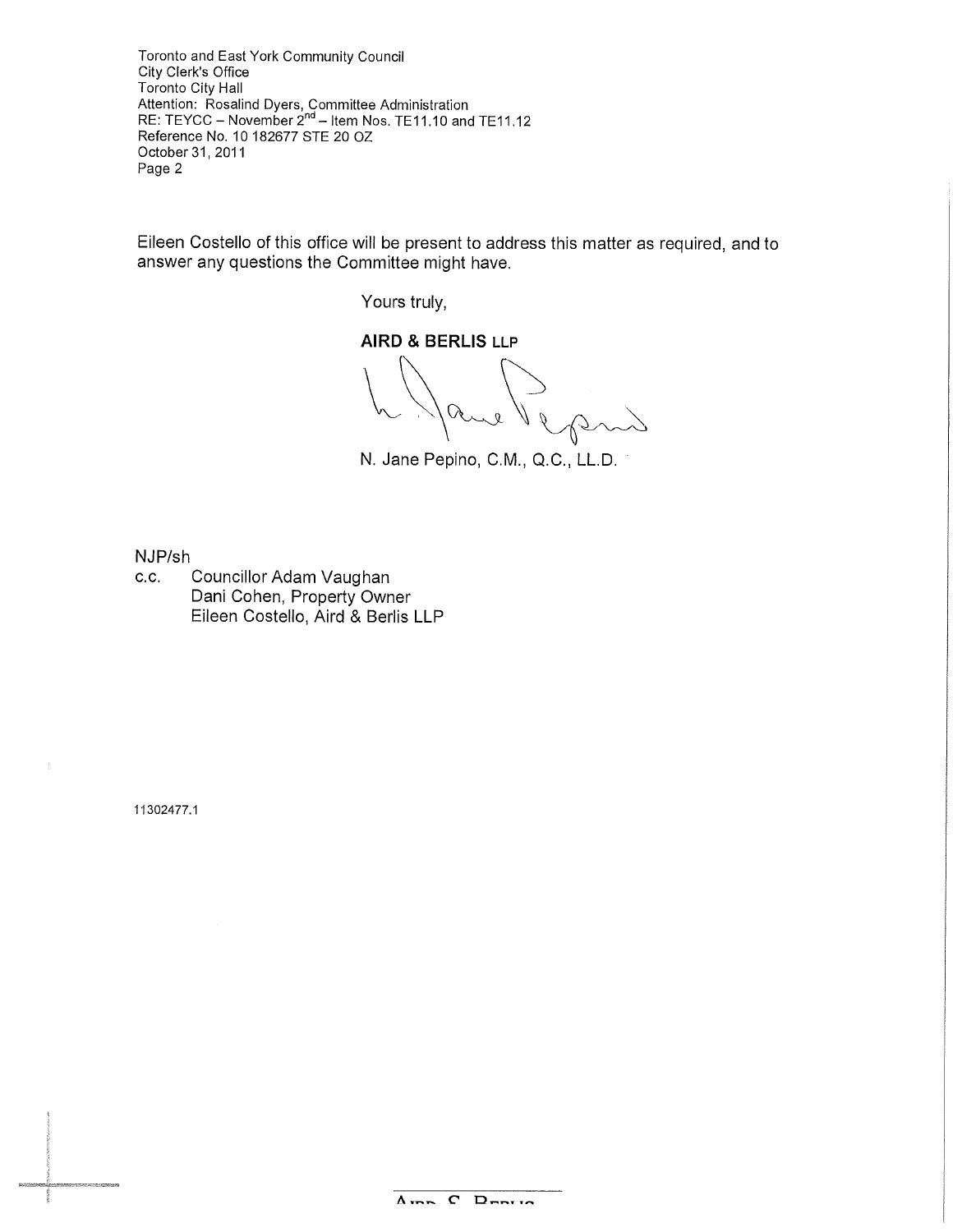Eileen Costello of this office will be present to address this matter as required, and to answer any questions the Committee might have.

Yours truly,

**AIRD & BERLIS LLP**

N. Jane Pepino, C.M., Q.C., LL.D.

NJP/sh

c.c. Councillor Adam Vaughan
Dani Cohen, Property Owner
Eileen Costello, Aird & Berlis LLP

11302477.1